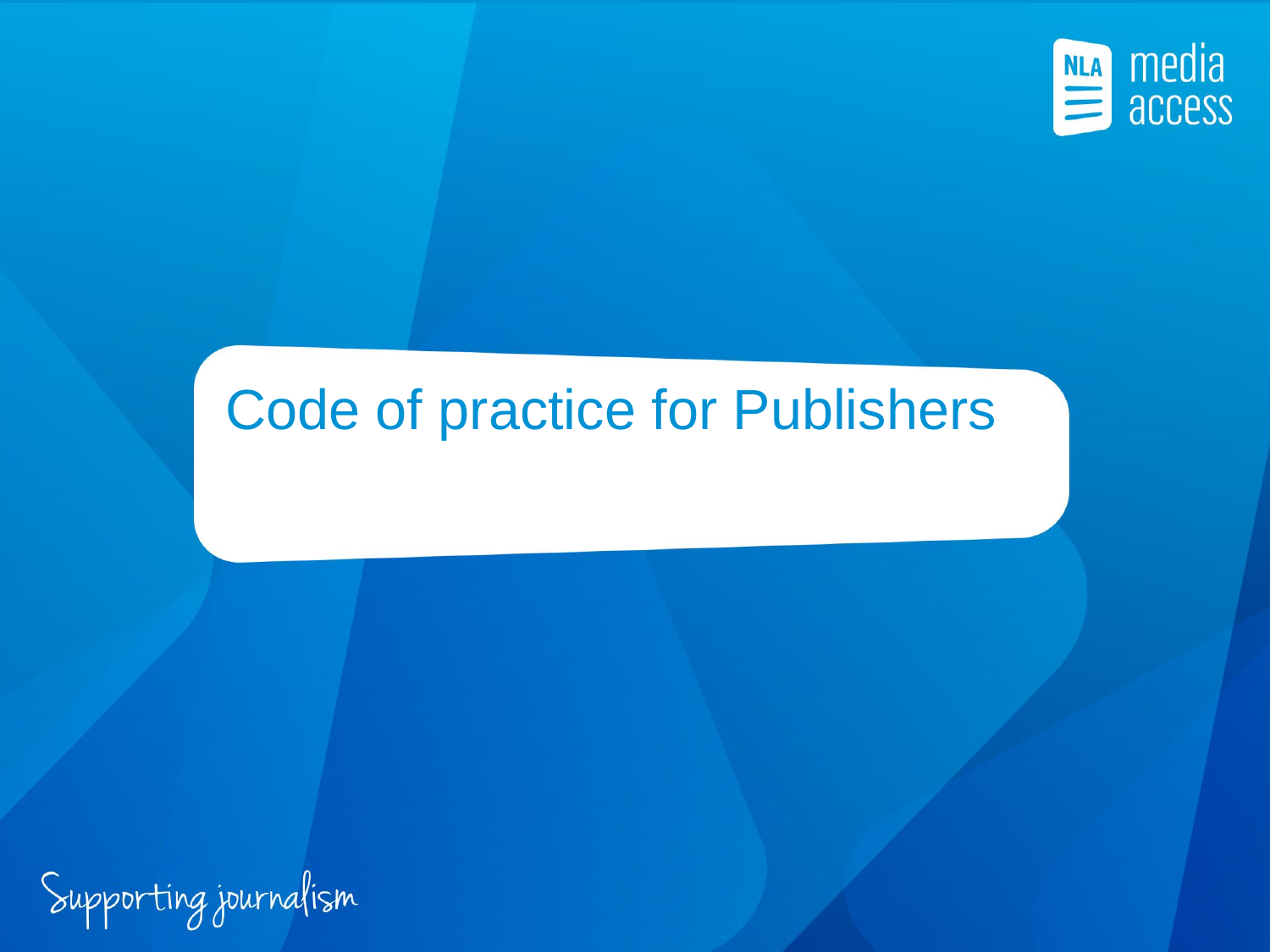NLA media access

# Code of practice for Publishers

Supporting journalism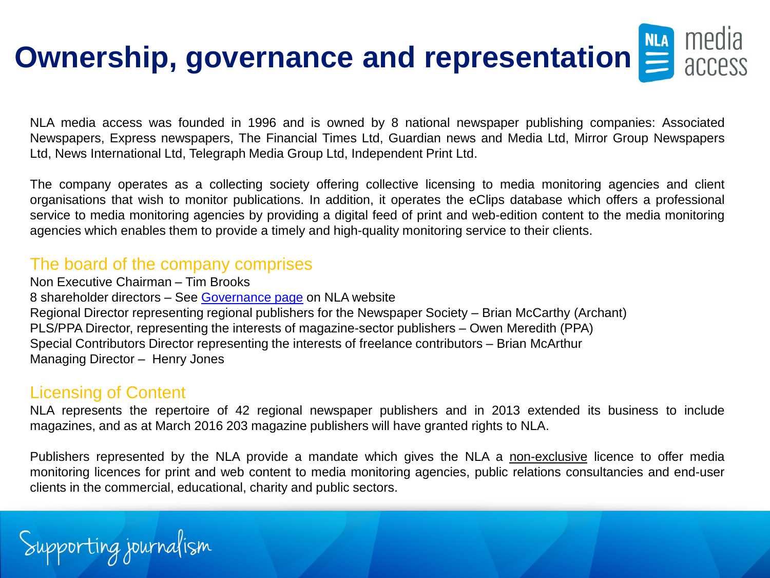# Ownership, governance and representation

NLA media access was founded in 1996 and is owned by 8 national newspaper publishing companies: Associated Newspapers, Express newspapers, The Financial Times Ltd, Guardian news and Media Ltd, Mirror Group Newspapers Ltd, News International Ltd, Telegraph Media Group Ltd, Independent Print Ltd.

The company operates as a collecting society offering collective licensing to media monitoring agencies and client organisations that wish to monitor publications. In addition, it operates the eClips database which offers a professional service to media monitoring agencies by providing a digital feed of print and web-edition content to the media monitoring agencies which enables them to provide a timely and high-quality monitoring service to their clients.

## The board of the company comprises

Non Executive Chairman – Tim Brooks
8 shareholder directors – See Governance page on NLA website
Regional Director representing regional publishers for the Newspaper Society – Brian McCarthy (Archant)
PLS/PPA Director, representing the interests of magazine-sector publishers – Owen Meredith (PPA)
Special Contributors Director representing the interests of freelance contributors – Brian McArthur
Managing Director – Henry Jones

## Licensing of Content

NLA represents the repertoire of 42 regional newspaper publishers and in 2013 extended its business to include magazines, and as at March 2016 203 magazine publishers will have granted rights to NLA.

Publishers represented by the NLA provide a mandate which gives the NLA a non-exclusive licence to offer media monitoring licences for print and web content to media monitoring agencies, public relations consultancies and end-user clients in the commercial, educational, charity and public sectors.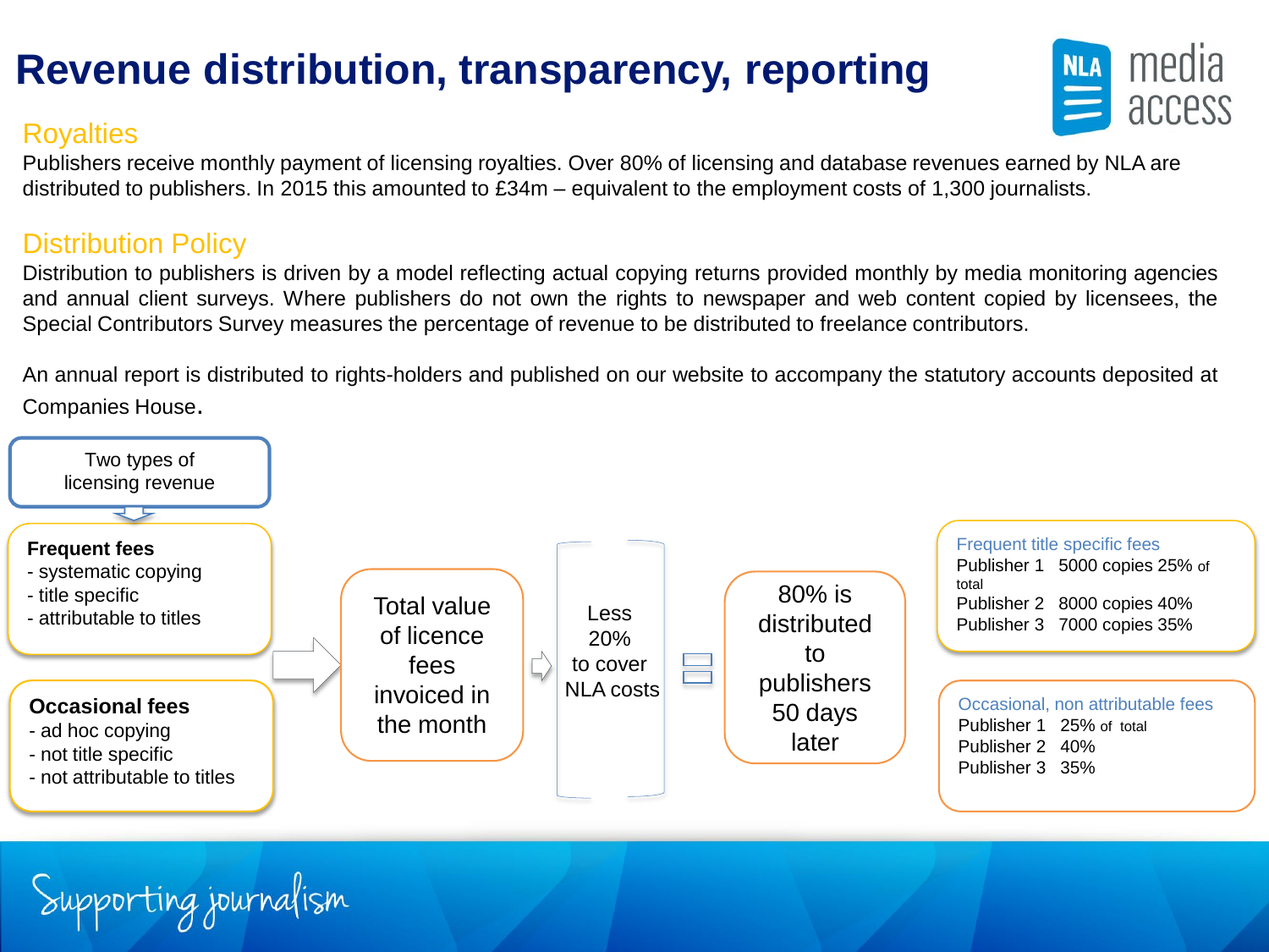# Revenue distribution, transparency, reporting

## Royalties

Publishers receive monthly payment of licensing royalties. Over 80% of licensing and database revenues earned by NLA are distributed to publishers. In 2015 this amounted to £34m – equivalent to the employment costs of 1,300 journalists.

## Distribution Policy

Distribution to publishers is driven by a model reflecting actual copying returns provided monthly by media monitoring agencies and annual client surveys. Where publishers do not own the rights to newspaper and web content copied by licensees, the Special Contributors Survey measures the percentage of revenue to be distributed to freelance contributors.

An annual report is distributed to rights-holders and published on our website to accompany the statutory accounts deposited at Companies House.

Two types of licensing revenue

**Frequent fees**
- systematic copying
- title specific
- attributable to titles

**Occasional fees**
- ad hoc copying
- not title specific
- not attributable to titles

Total value of licence fees invoiced in the month

Less 20% to cover NLA costs

=

80% is distributed to publishers 50 days later

Frequent title specific fees

| | | |
|---|---|---|
| Publisher 1 | 5000 copies | 25% of total |
| Publisher 2 | 8000 copies | 40% |
| Publisher 3 | 7000 copies | 35% |

Occasional, non attributable fees

| | |
|---|---|
| Publisher 1 | 25% of total |
| Publisher 2 | 40% |
| Publisher 3 | 35% |

Supporting journalism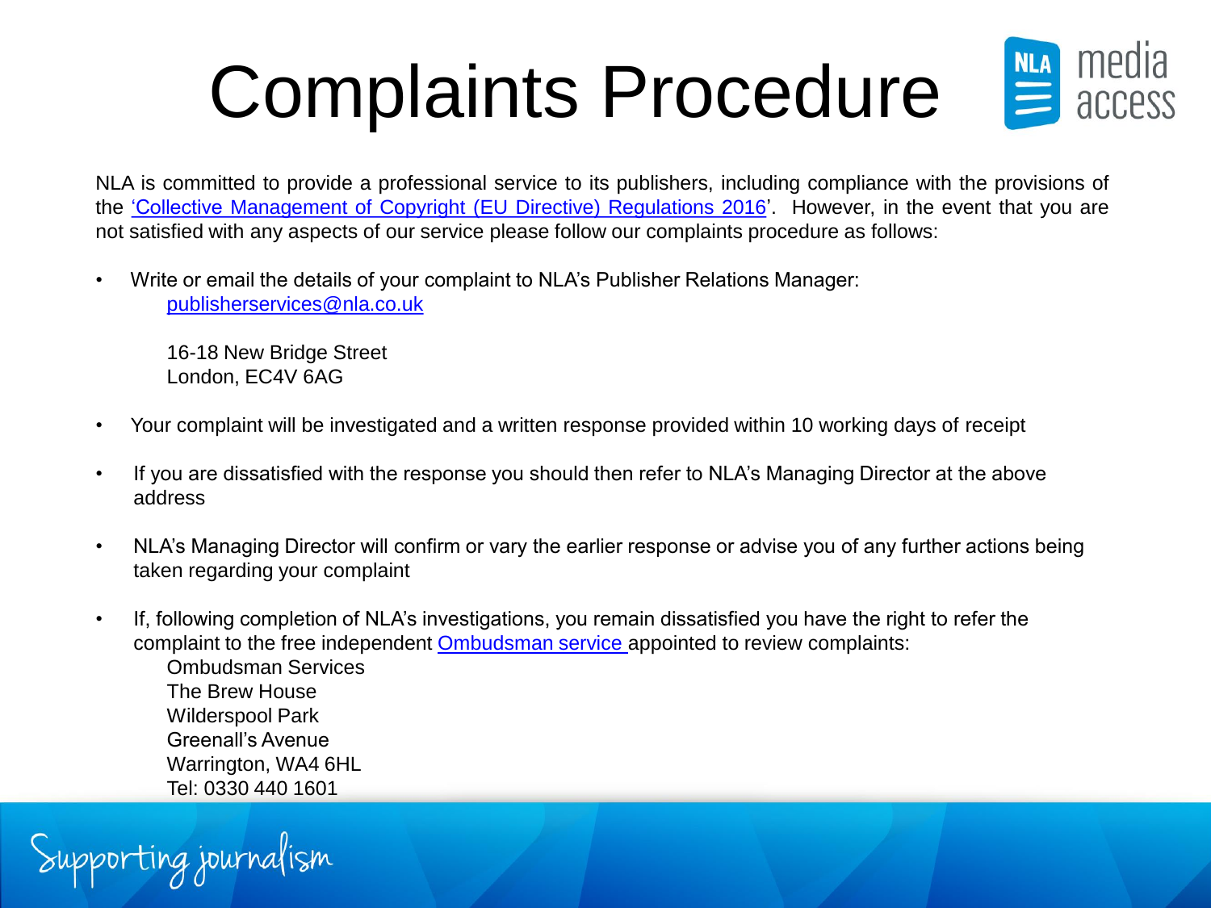# Complaints Procedure

NLA is committed to provide a professional service to its publishers, including compliance with the provisions of the 'Collective Management of Copyright (EU Directive) Regulations 2016'. However, in the event that you are not satisfied with any aspects of our service please follow our complaints procedure as follows:

- Write or email the details of your complaint to NLA's Publisher Relations Manager:
  publisherservices@nla.co.uk

  16-18 New Bridge Street
  London, EC4V 6AG

- Your complaint will be investigated and a written response provided within 10 working days of receipt

- If you are dissatisfied with the response you should then refer to NLA's Managing Director at the above address

- NLA's Managing Director will confirm or vary the earlier response or advise you of any further actions being taken regarding your complaint

- If, following completion of NLA's investigations, you remain dissatisfied you have the right to refer the complaint to the free independent Ombudsman service appointed to review complaints:
  Ombudsman Services
  The Brew House
  Wilderspool Park
  Greenall's Avenue
  Warrington, WA4 6HL
  Tel: 0330 440 1601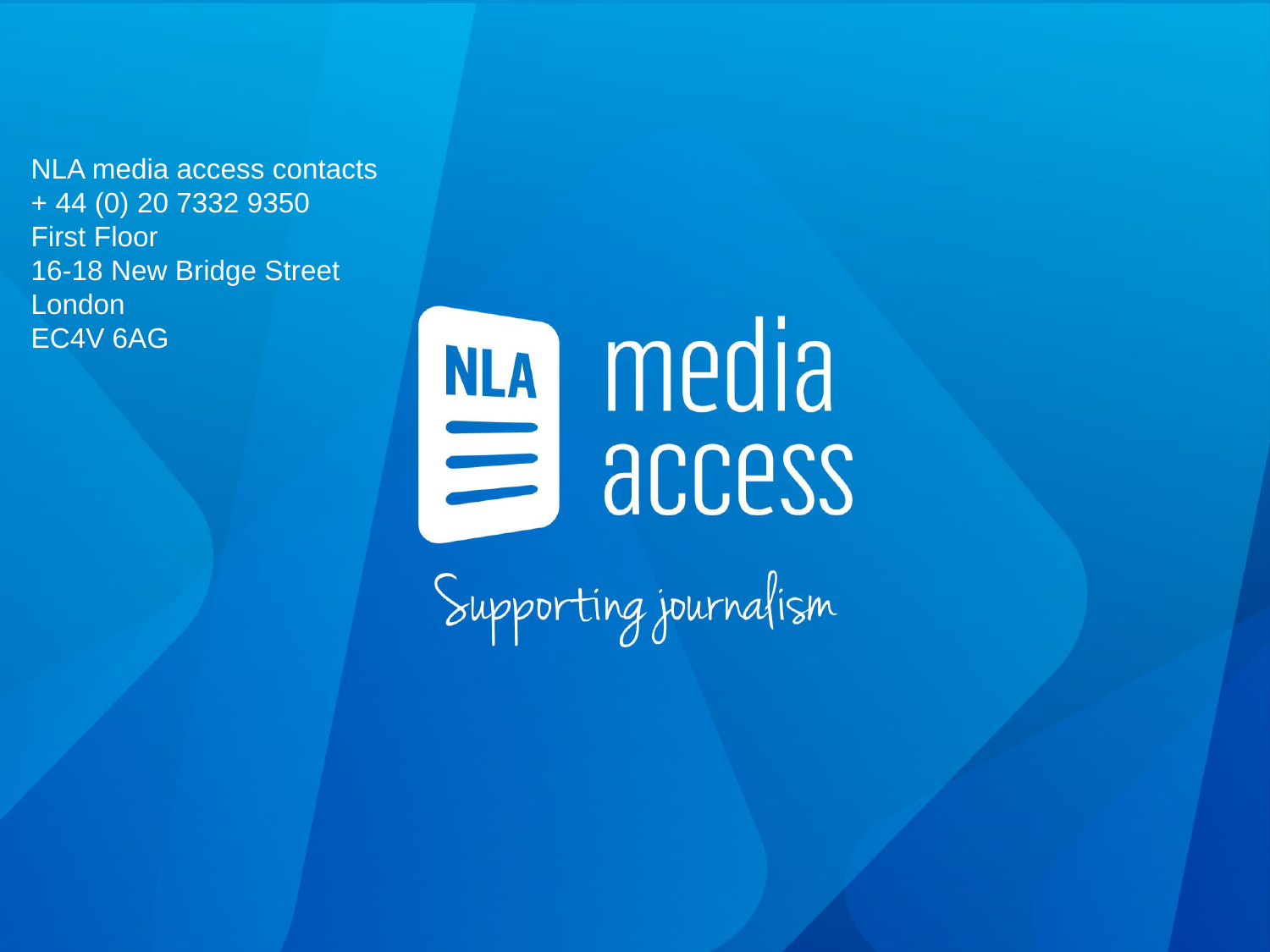NLA media access contacts
+ 44 (0) 20 7332 9350
First Floor
16-18 New Bridge Street
London
EC4V 6AG

NLA media access

Supporting journalism